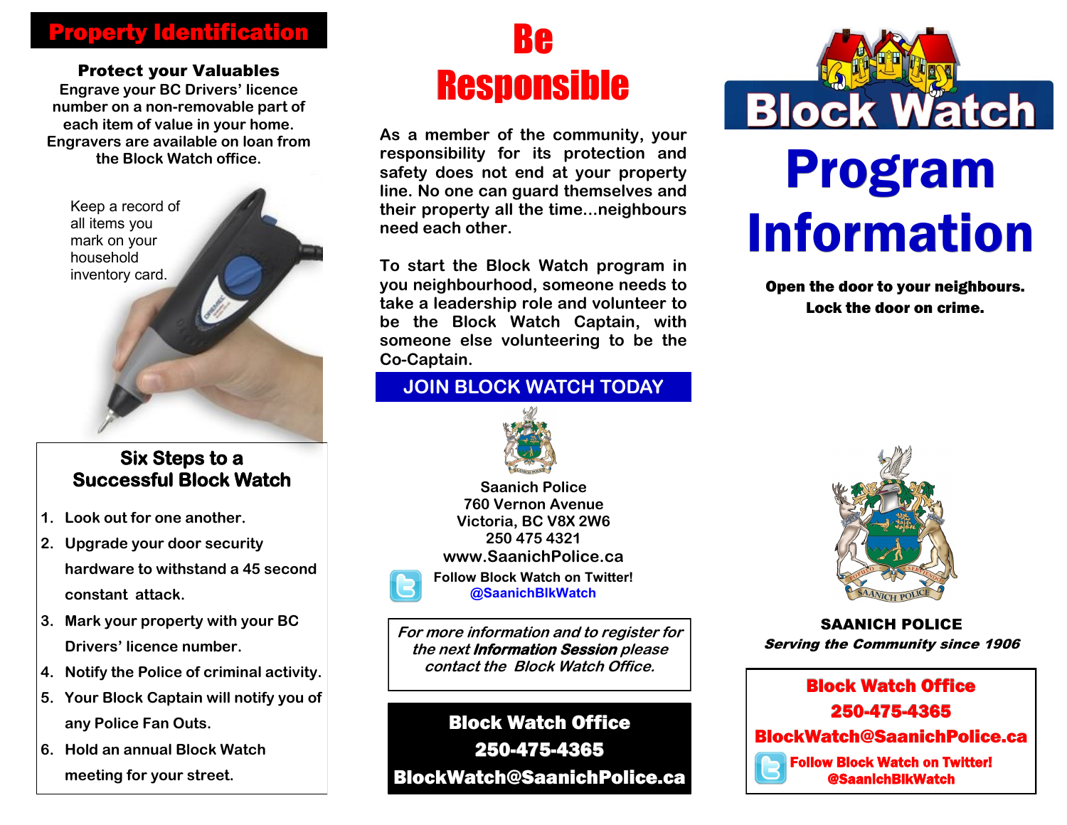## Property Identification

**Protect your Valuables**

Engrave your BC Drivers' licence number on a non-removable part of each item of value in your home. Engravers are available on loan from the Block Watch office.

Keep a record of all items you mark on your household inventory card.

### Six Steps to a Successful Block Watch

1. Look out for one another.
2. Upgrade your door security hardware to withstand a 45 second constant attack.
3. Mark your property with your BC Drivers' licence number.
4. Notify the Police of criminal activity.
5. Your Block Captain will notify you of any Police Fan Outs.
6. Hold an annual Block Watch meeting for your street.

## Be Responsible

As a member of the community, your responsibility for its protection and safety does not end at your property line. No one can guard themselves and their property all the time...neighbours need each other.

To start the Block Watch program in you neighbourhood, someone needs to take a leadership role and volunteer to be the Block Watch Captain, with someone else volunteering to be the Co-Captain.

**JOIN BLOCK WATCH TODAY**

Saanich Police
760 Vernon Avenue
Victoria, BC V8X 2W6
250 475 4321
www.SaanichPolice.ca

Follow Block Watch on Twitter!
@SaanichBlkWatch

*For more information and to register for the next **Information Session** please contact the Block Watch Office.*

**Block Watch Office**
**250-475-4365**
**BlockWatch@SaanichPolice.ca**

# Block Watch Program Information

**Open the door to your neighbours.**
**Lock the door on crime.**

**SAANICH POLICE**
***Serving the Community since 1906***

**Block Watch Office**
**250-475-4365**
**BlockWatch@SaanichPolice.ca**
**Follow Block Watch on Twitter!**
**@SaanichBlkWatch**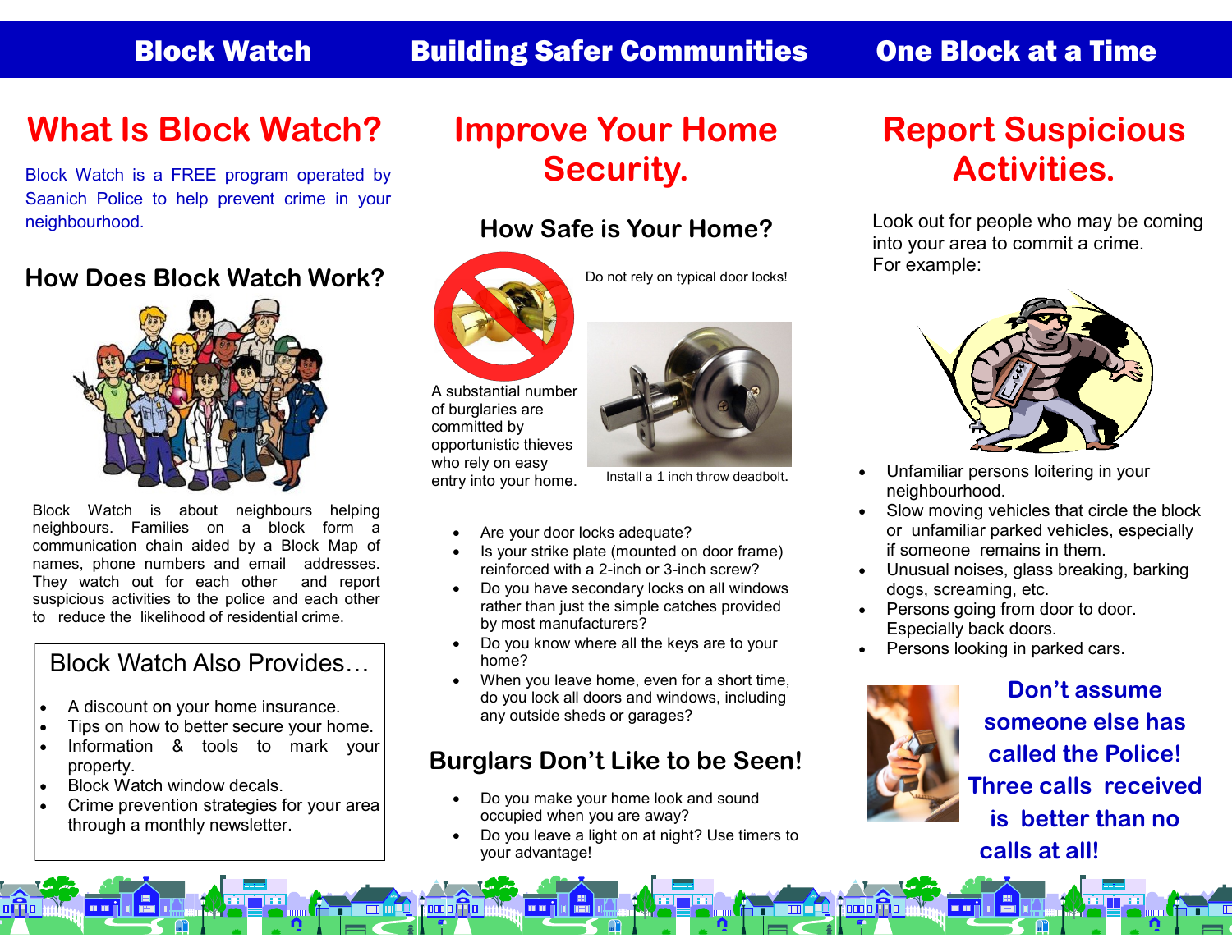Block Watch — Building Safer Communities — One Block at a Time

# What Is Block Watch?

Block Watch is a FREE program operated by Saanich Police to help prevent crime in your neighbourhood.

## How Does Block Watch Work?

Block Watch is about neighbours helping neighbours. Families on a block form a communication chain aided by a Block Map of names, phone numbers and email addresses. They watch out for each other and report suspicious activities to the police and each other to reduce the likelihood of residential crime.

### Block Watch Also Provides…

- A discount on your home insurance.
- Tips on how to better secure your home.
- Information & tools to mark your property.
- Block Watch window decals.
- Crime prevention strategies for your area through a monthly newsletter.

# Improve Your Home Security.

## How Safe is Your Home?

Do not rely on typical door locks!

A substantial number of burglaries are committed by opportunistic thieves who rely on easy entry into your home.

Install a 1 inch throw deadbolt.

- Are your door locks adequate?
- Is your strike plate (mounted on door frame) reinforced with a 2-inch or 3-inch screw?
- Do you have secondary locks on all windows rather than just the simple catches provided by most manufacturers?
- Do you know where all the keys are to your home?
- When you leave home, even for a short time, do you lock all doors and windows, including any outside sheds or garages?

## Burglars Don't Like to be Seen!

- Do you make your home look and sound occupied when you are away?
- Do you leave a light on at night? Use timers to your advantage!

# Report Suspicious Activities.

Look out for people who may be coming into your area to commit a crime.
For example:

- Unfamiliar persons loitering in your neighbourhood.
- Slow moving vehicles that circle the block or unfamiliar parked vehicles, especially if someone remains in them.
- Unusual noises, glass breaking, barking dogs, screaming, etc.
- Persons going from door to door. Especially back doors.
- Persons looking in parked cars.

**Don't assume someone else has called the Police! Three calls received is better than no calls at all!**